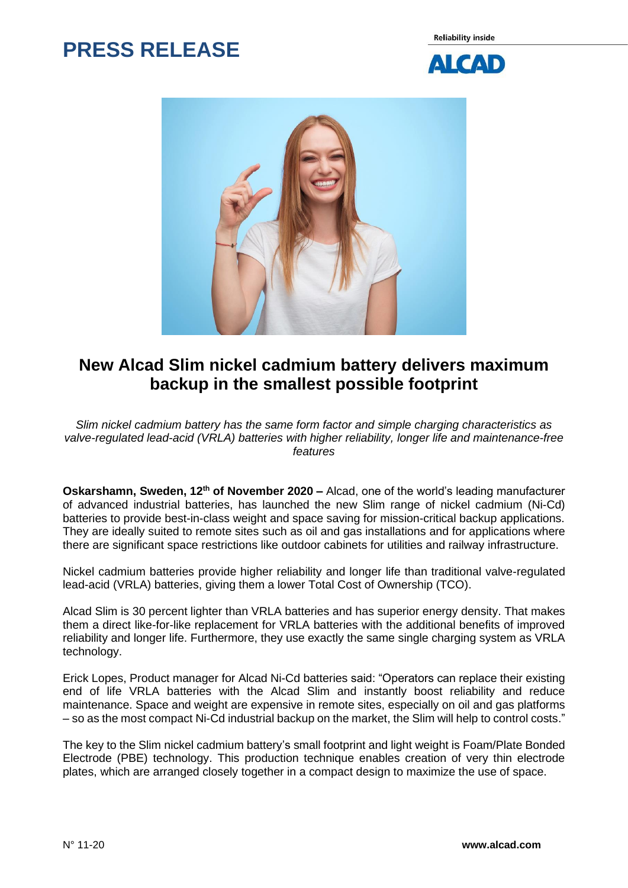# PRESS RELEASE

Reliability inside

ALCAD

## New Alcad Slim nickel cadmium battery delivers maximum backup in the smallest possible footprint

*Slim nickel cadmium battery has the same form factor and simple charging characteristics as valve-regulated lead-acid (VRLA) batteries with higher reliability, longer life and maintenance-free features*

**Oskarshamn, Sweden, 12th of November 2020 –** Alcad, one of the world's leading manufacturer of advanced industrial batteries, has launched the new Slim range of nickel cadmium (Ni-Cd) batteries to provide best-in-class weight and space saving for mission-critical backup applications. They are ideally suited to remote sites such as oil and gas installations and for applications where there are significant space restrictions like outdoor cabinets for utilities and railway infrastructure.

Nickel cadmium batteries provide higher reliability and longer life than traditional valve-regulated lead-acid (VRLA) batteries, giving them a lower Total Cost of Ownership (TCO).

Alcad Slim is 30 percent lighter than VRLA batteries and has superior energy density. That makes them a direct like-for-like replacement for VRLA batteries with the additional benefits of improved reliability and longer life. Furthermore, they use exactly the same single charging system as VRLA technology.

Erick Lopes, Product manager for Alcad Ni-Cd batteries said: "Operators can replace their existing end of life VRLA batteries with the Alcad Slim and instantly boost reliability and reduce maintenance. Space and weight are expensive in remote sites, especially on oil and gas platforms – so as the most compact Ni-Cd industrial backup on the market, the Slim will help to control costs."

The key to the Slim nickel cadmium battery's small footprint and light weight is Foam/Plate Bonded Electrode (PBE) technology. This production technique enables creation of very thin electrode plates, which are arranged closely together in a compact design to maximize the use of space.

N° 11-20 **www.alcad.com**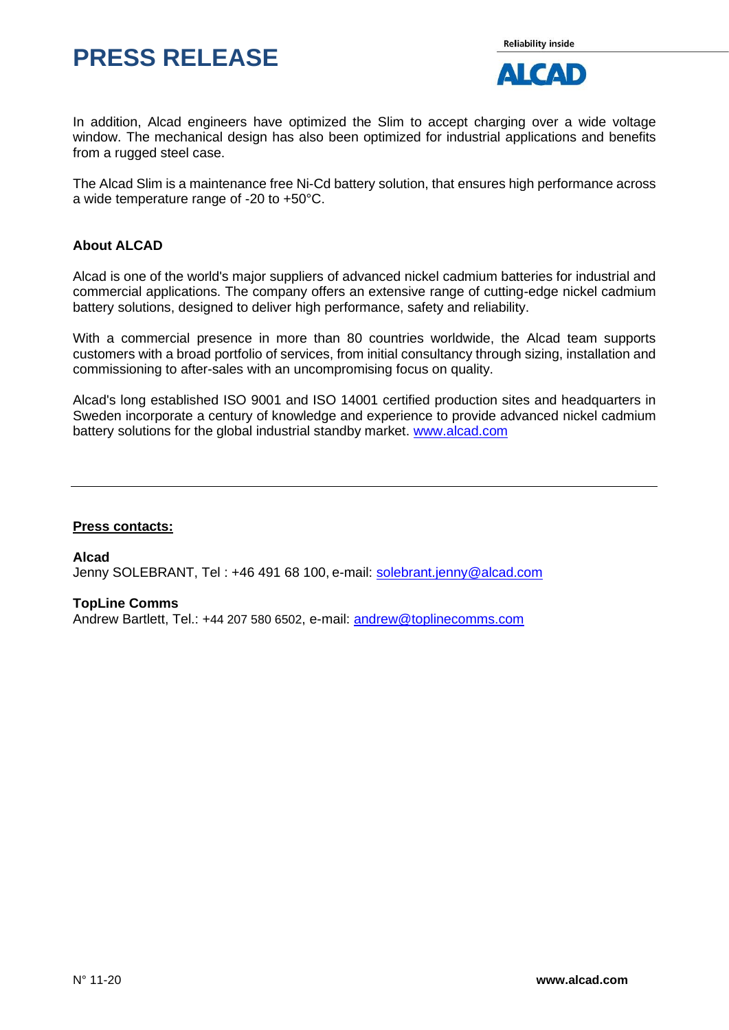In addition, Alcad engineers have optimized the Slim to accept charging over a wide voltage window. The mechanical design has also been optimized for industrial applications and benefits from a rugged steel case.

The Alcad Slim is a maintenance free Ni-Cd battery solution, that ensures high performance across a wide temperature range of -20 to +50°C.

**About ALCAD**

Alcad is one of the world's major suppliers of advanced nickel cadmium batteries for industrial and commercial applications. The company offers an extensive range of cutting-edge nickel cadmium battery solutions, designed to deliver high performance, safety and reliability.

With a commercial presence in more than 80 countries worldwide, the Alcad team supports customers with a broad portfolio of services, from initial consultancy through sizing, installation and commissioning to after-sales with an uncompromising focus on quality.

Alcad's long established ISO 9001 and ISO 14001 certified production sites and headquarters in Sweden incorporate a century of knowledge and experience to provide advanced nickel cadmium battery solutions for the global industrial standby market. www.alcad.com

---

**Press contacts:**

**Alcad**
Jenny SOLEBRANT, Tel : +46 491 68 100, e-mail: solebrant.jenny@alcad.com

**TopLine Comms**
Andrew Bartlett, Tel.: +44 207 580 6502, e-mail: andrew@toplinecomms.com

N° 11-20